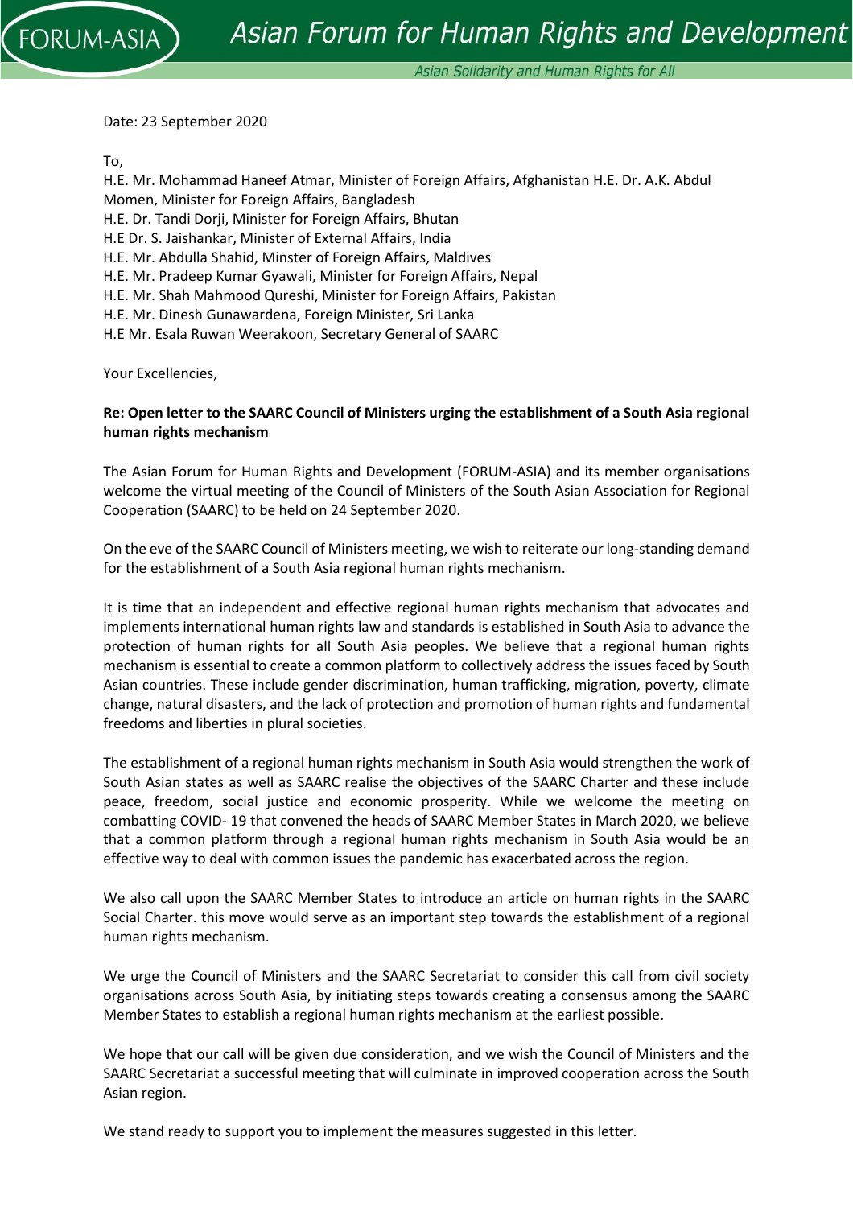Date: 23 September 2020

To,
H.E. Mr. Mohammad Haneef Atmar, Minister of Foreign Affairs, Afghanistan H.E. Dr. A.K. Abdul Momen, Minister for Foreign Affairs, Bangladesh
H.E. Dr. Tandi Dorji, Minister for Foreign Affairs, Bhutan
H.E Dr. S. Jaishankar, Minister of External Affairs, India
H.E. Mr. Abdulla Shahid, Minster of Foreign Affairs, Maldives
H.E. Mr. Pradeep Kumar Gyawali, Minister for Foreign Affairs, Nepal
H.E. Mr. Shah Mahmood Qureshi, Minister for Foreign Affairs, Pakistan
H.E. Mr. Dinesh Gunawardena, Foreign Minister, Sri Lanka
H.E Mr. Esala Ruwan Weerakoon, Secretary General of SAARC

Your Excellencies,

**Re: Open letter to the SAARC Council of Ministers urging the establishment of a South Asia regional human rights mechanism**

The Asian Forum for Human Rights and Development (FORUM-ASIA) and its member organisations welcome the virtual meeting of the Council of Ministers of the South Asian Association for Regional Cooperation (SAARC) to be held on 24 September 2020.

On the eve of the SAARC Council of Ministers meeting, we wish to reiterate our long-standing demand for the establishment of a South Asia regional human rights mechanism.

It is time that an independent and effective regional human rights mechanism that advocates and implements international human rights law and standards is established in South Asia to advance the protection of human rights for all South Asia peoples. We believe that a regional human rights mechanism is essential to create a common platform to collectively address the issues faced by South Asian countries. These include gender discrimination, human trafficking, migration, poverty, climate change, natural disasters, and the lack of protection and promotion of human rights and fundamental freedoms and liberties in plural societies.

The establishment of a regional human rights mechanism in South Asia would strengthen the work of South Asian states as well as SAARC realise the objectives of the SAARC Charter and these include peace, freedom, social justice and economic prosperity. While we welcome the meeting on combatting COVID- 19 that convened the heads of SAARC Member States in March 2020, we believe that a common platform through a regional human rights mechanism in South Asia would be an effective way to deal with common issues the pandemic has exacerbated across the region.

We also call upon the SAARC Member States to introduce an article on human rights in the SAARC Social Charter. this move would serve as an important step towards the establishment of a regional human rights mechanism.

We urge the Council of Ministers and the SAARC Secretariat to consider this call from civil society organisations across South Asia, by initiating steps towards creating a consensus among the SAARC Member States to establish a regional human rights mechanism at the earliest possible.

We hope that our call will be given due consideration, and we wish the Council of Ministers and the SAARC Secretariat a successful meeting that will culminate in improved cooperation across the South Asian region.

We stand ready to support you to implement the measures suggested in this letter.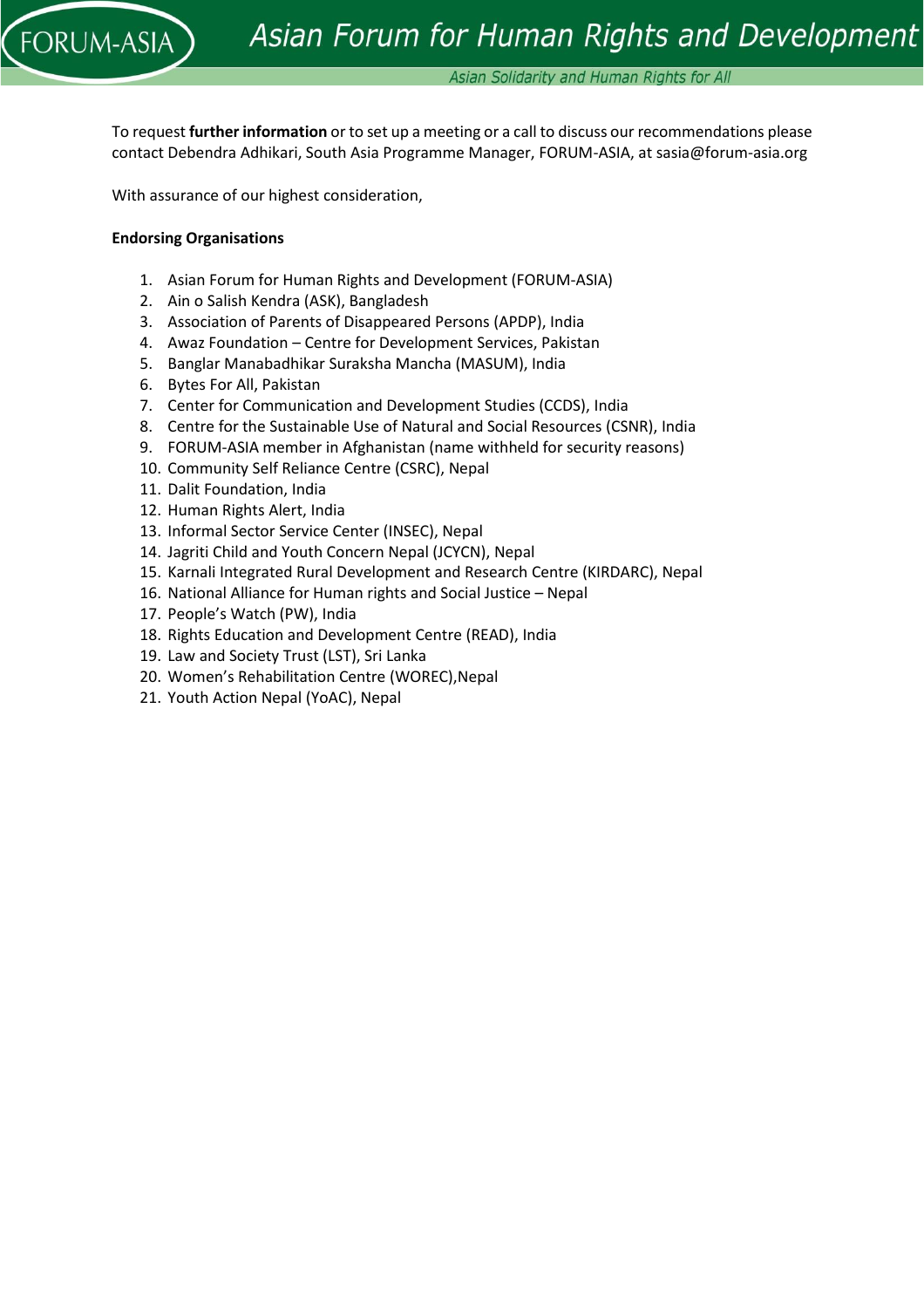To request **further information** or to set up a meeting or a call to discuss our recommendations please contact Debendra Adhikari, South Asia Programme Manager, FORUM-ASIA, at sasia@forum-asia.org

With assurance of our highest consideration,

**Endorsing Organisations**

1. Asian Forum for Human Rights and Development (FORUM-ASIA)
2. Ain o Salish Kendra (ASK), Bangladesh
3. Association of Parents of Disappeared Persons (APDP), India
4. Awaz Foundation – Centre for Development Services, Pakistan
5. Banglar Manabadhikar Suraksha Mancha (MASUM), India
6. Bytes For All, Pakistan
7. Center for Communication and Development Studies (CCDS), India
8. Centre for the Sustainable Use of Natural and Social Resources (CSNR), India
9. FORUM-ASIA member in Afghanistan (name withheld for security reasons)
10. Community Self Reliance Centre (CSRC), Nepal
11. Dalit Foundation, India
12. Human Rights Alert, India
13. Informal Sector Service Center (INSEC), Nepal
14. Jagriti Child and Youth Concern Nepal (JCYCN), Nepal
15. Karnali Integrated Rural Development and Research Centre (KIRDARC), Nepal
16. National Alliance for Human rights and Social Justice – Nepal
17. People's Watch (PW), India
18. Rights Education and Development Centre (READ), India
19. Law and Society Trust (LST), Sri Lanka
20. Women's Rehabilitation Centre (WOREC),Nepal
21. Youth Action Nepal (YoAC), Nepal